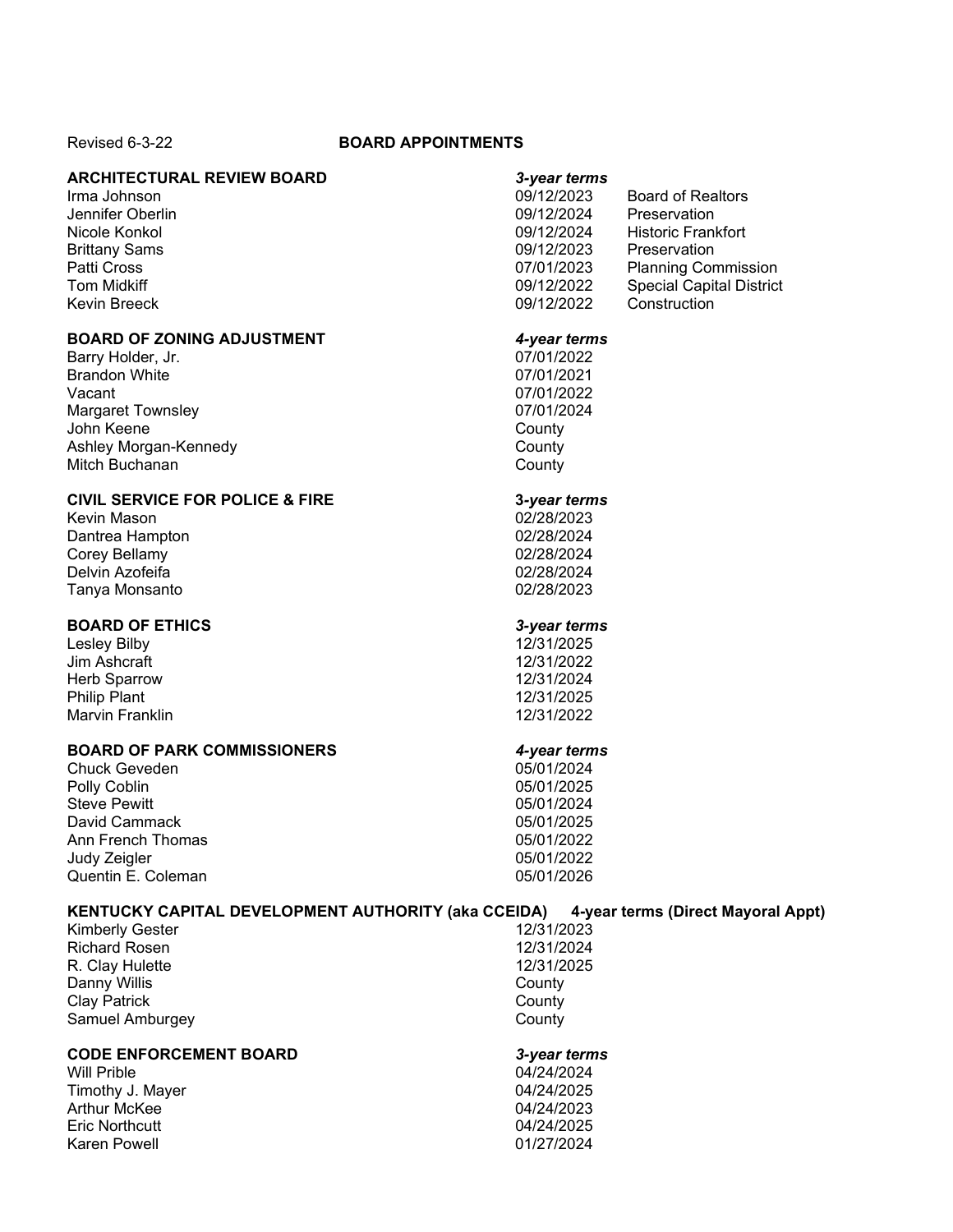Revised 6-3-22

# BOARD APPOINTMENTS

## ARCHITECTURAL REVIEW BOARD — *3-year terms*

| Name | Term | Representing |
|---|---|---|
| Irma Johnson | 09/12/2023 | Board of Realtors |
| Jennifer Oberlin | 09/12/2024 | Preservation |
| Nicole Konkol | 09/12/2024 | Historic Frankfort |
| Brittany Sams | 09/12/2023 | Preservation |
| Patti Cross | 07/01/2023 | Planning Commission |
| Tom Midkiff | 09/12/2022 | Special Capital District |
| Kevin Breeck | 09/12/2022 | Construction |

## BOARD OF ZONING ADJUSTMENT — *4-year terms*

| Name | Term |
|---|---|
| Barry Holder, Jr. | 07/01/2022 |
| Brandon White | 07/01/2021 |
| Vacant | 07/01/2022 |
| Margaret Townsley | 07/01/2024 |
| John Keene | County |
| Ashley Morgan-Kennedy | County |
| Mitch Buchanan | County |

## CIVIL SERVICE FOR POLICE & FIRE — 3-*year terms*

| Name | Term |
|---|---|
| Kevin Mason | 02/28/2023 |
| Dantrea Hampton | 02/28/2024 |
| Corey Bellamy | 02/28/2024 |
| Delvin Azofeifa | 02/28/2024 |
| Tanya Monsanto | 02/28/2023 |

## BOARD OF ETHICS — *3-year terms*

| Name | Term |
|---|---|
| Lesley Bilby | 12/31/2025 |
| Jim Ashcraft | 12/31/2022 |
| Herb Sparrow | 12/31/2024 |
| Philip Plant | 12/31/2025 |
| Marvin Franklin | 12/31/2022 |

## BOARD OF PARK COMMISSIONERS — *4-year terms*

| Name | Term |
|---|---|
| Chuck Geveden | 05/01/2024 |
| Polly Coblin | 05/01/2025 |
| Steve Pewitt | 05/01/2024 |
| David Cammack | 05/01/2025 |
| Ann French Thomas | 05/01/2022 |
| Judy Zeigler | 05/01/2022 |
| Quentin E. Coleman | 05/01/2026 |

## KENTUCKY CAPITAL DEVELOPMENT AUTHORITY (aka CCEIDA) — 4-year terms (Direct Mayoral Appt)

| Name | Term |
|---|---|
| Kimberly Gester | 12/31/2023 |
| Richard Rosen | 12/31/2024 |
| R. Clay Hulette | 12/31/2025 |
| Danny Willis | County |
| Clay Patrick | County |
| Samuel Amburgey | County |

## CODE ENFORCEMENT BOARD — *3-year terms*

| Name | Term |
|---|---|
| Will Prible | 04/24/2024 |
| Timothy J. Mayer | 04/24/2025 |
| Arthur McKee | 04/24/2023 |
| Eric Northcutt | 04/24/2025 |
| Karen Powell | 01/27/2024 |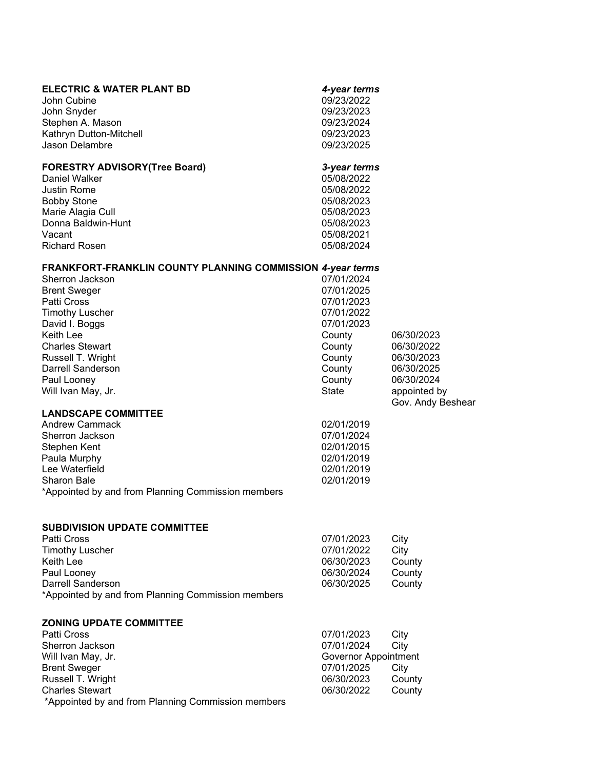**ELECTRIC & WATER PLANT BD** — ***4-year terms***

| | |
|---|---|
| John Cubine | 09/23/2022 |
| John Snyder | 09/23/2023 |
| Stephen A. Mason | 09/23/2024 |
| Kathryn Dutton-Mitchell | 09/23/2023 |
| Jason Delambre | 09/23/2025 |

**FORESTRY ADVISORY(Tree Board)** — ***3-year terms***

| | |
|---|---|
| Daniel Walker | 05/08/2022 |
| Justin Rome | 05/08/2022 |
| Bobby Stone | 05/08/2023 |
| Marie Alagia Cull | 05/08/2023 |
| Donna Baldwin-Hunt | 05/08/2023 |
| Vacant | 05/08/2021 |
| Richard Rosen | 05/08/2024 |

**FRANKFORT-FRANKLIN COUNTY PLANNING COMMISSION** — ***4-year terms***

| | | |
|---|---|---|
| Sherron Jackson | 07/01/2024 | |
| Brent Sweger | 07/01/2025 | |
| Patti Cross | 07/01/2023 | |
| Timothy Luscher | 07/01/2022 | |
| David I. Boggs | 07/01/2023 | |
| Keith Lee | County | 06/30/2023 |
| Charles Stewart | County | 06/30/2022 |
| Russell T. Wright | County | 06/30/2023 |
| Darrell Sanderson | County | 06/30/2025 |
| Paul Looney | County | 06/30/2024 |
| Will Ivan May, Jr. | State | appointed by Gov. Andy Beshear |

**LANDSCAPE COMMITTEE**

| | |
|---|---|
| Andrew Cammack | 02/01/2019 |
| Sherron Jackson | 07/01/2024 |
| Stephen Kent | 02/01/2015 |
| Paula Murphy | 02/01/2019 |
| Lee Waterfield | 02/01/2019 |
| Sharon Bale | 02/01/2019 |

*Appointed by and from Planning Commission members

**SUBDIVISION UPDATE COMMITTEE**

| | | |
|---|---|---|
| Patti Cross | 07/01/2023 | City |
| Timothy Luscher | 07/01/2022 | City |
| Keith Lee | 06/30/2023 | County |
| Paul Looney | 06/30/2024 | County |
| Darrell Sanderson | 06/30/2025 | County |

*Appointed by and from Planning Commission members

**ZONING UPDATE COMMITTEE**

| | | |
|---|---|---|
| Patti Cross | 07/01/2023 | City |
| Sherron Jackson | 07/01/2024 | City |
| Will Ivan May, Jr. | Governor Appointment | |
| Brent Sweger | 07/01/2025 | City |
| Russell T. Wright | 06/30/2023 | County |
| Charles Stewart | 06/30/2022 | County |

*Appointed by and from Planning Commission members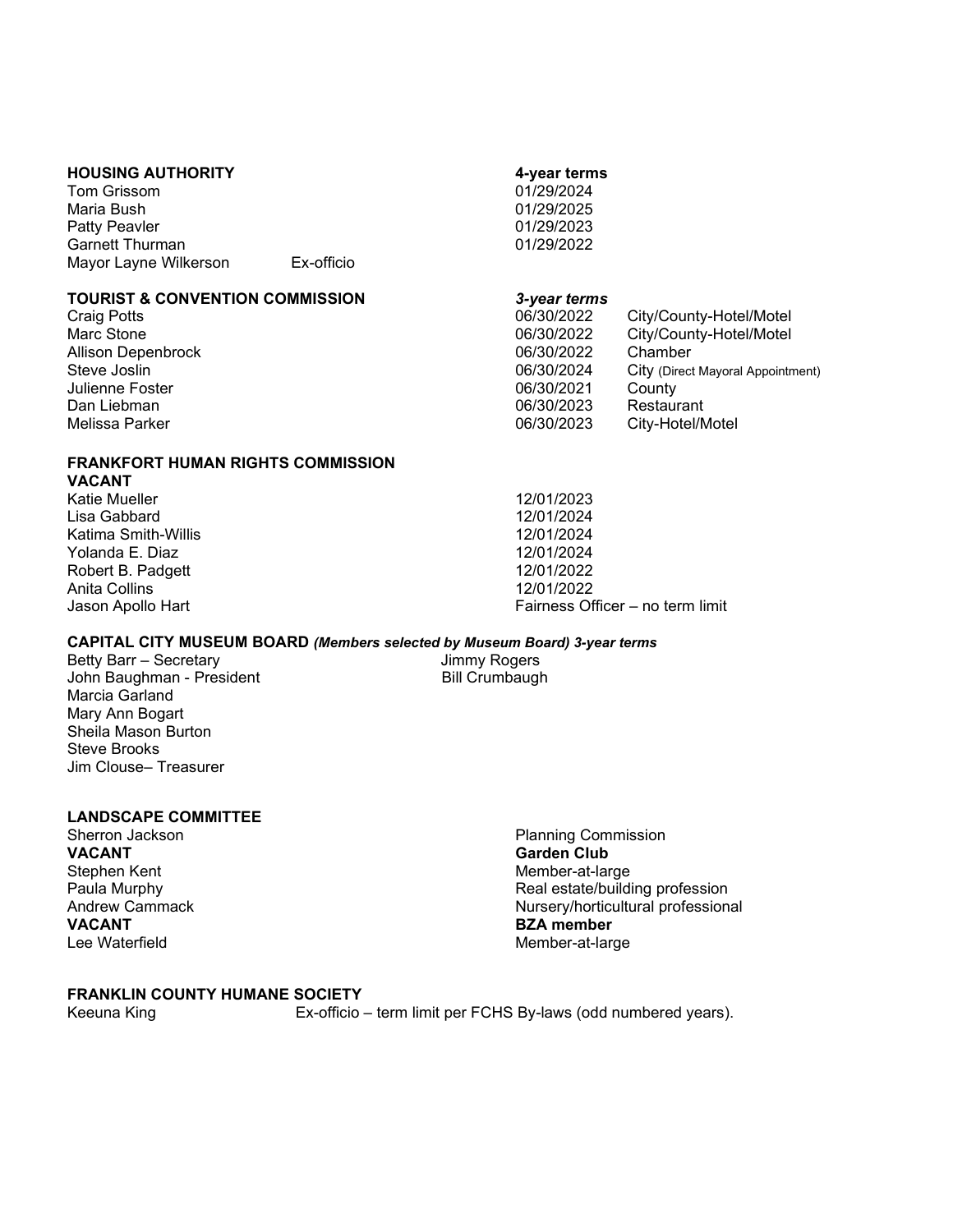## HOUSING AUTHORITY

| | | **4-year terms** |
|---|---|---|
| Tom Grissom | | 01/29/2024 |
| Maria Bush | | 01/29/2025 |
| Patty Peavler | | 01/29/2023 |
| Garnett Thurman | | 01/29/2022 |
| Mayor Layne Wilkerson | Ex-officio | |

## TOURIST & CONVENTION COMMISSION

| | ***3-year terms*** | |
|---|---|---|
| Craig Potts | 06/30/2022 | City/County-Hotel/Motel |
| Marc Stone | 06/30/2022 | City/County-Hotel/Motel |
| Allison Depenbrock | 06/30/2022 | Chamber |
| Steve Joslin | 06/30/2024 | City (Direct Mayoral Appointment) |
| Julienne Foster | 06/30/2021 | County |
| Dan Liebman | 06/30/2023 | Restaurant |
| Melissa Parker | 06/30/2023 | City-Hotel/Motel |

## FRANKFORT HUMAN RIGHTS COMMISSION

| | |
|---|---|
| **VACANT** | |
| Katie Mueller | 12/01/2023 |
| Lisa Gabbard | 12/01/2024 |
| Katima Smith-Willis | 12/01/2024 |
| Yolanda E. Diaz | 12/01/2024 |
| Robert B. Padgett | 12/01/2022 |
| Anita Collins | 12/01/2022 |
| Jason Apollo Hart | Fairness Officer – no term limit |

## CAPITAL CITY MUSEUM BOARD *(Members selected by Museum Board) 3-year terms*

Betty Barr – Secretary
John Baughman - President
Marcia Garland
Mary Ann Bogart
Sheila Mason Burton
Steve Brooks
Jim Clouse– Treasurer
Jimmy Rogers
Bill Crumbaugh

## LANDSCAPE COMMITTEE

| | |
|---|---|
| Sherron Jackson | Planning Commission |
| **VACANT** | **Garden Club** |
| Stephen Kent | Member-at-large |
| Paula Murphy | Real estate/building profession |
| Andrew Cammack | Nursery/horticultural professional |
| **VACANT** | **BZA member** |
| Lee Waterfield | Member-at-large |

## FRANKLIN COUNTY HUMANE SOCIETY

Keeuna King — Ex-officio – term limit per FCHS By-laws (odd numbered years).